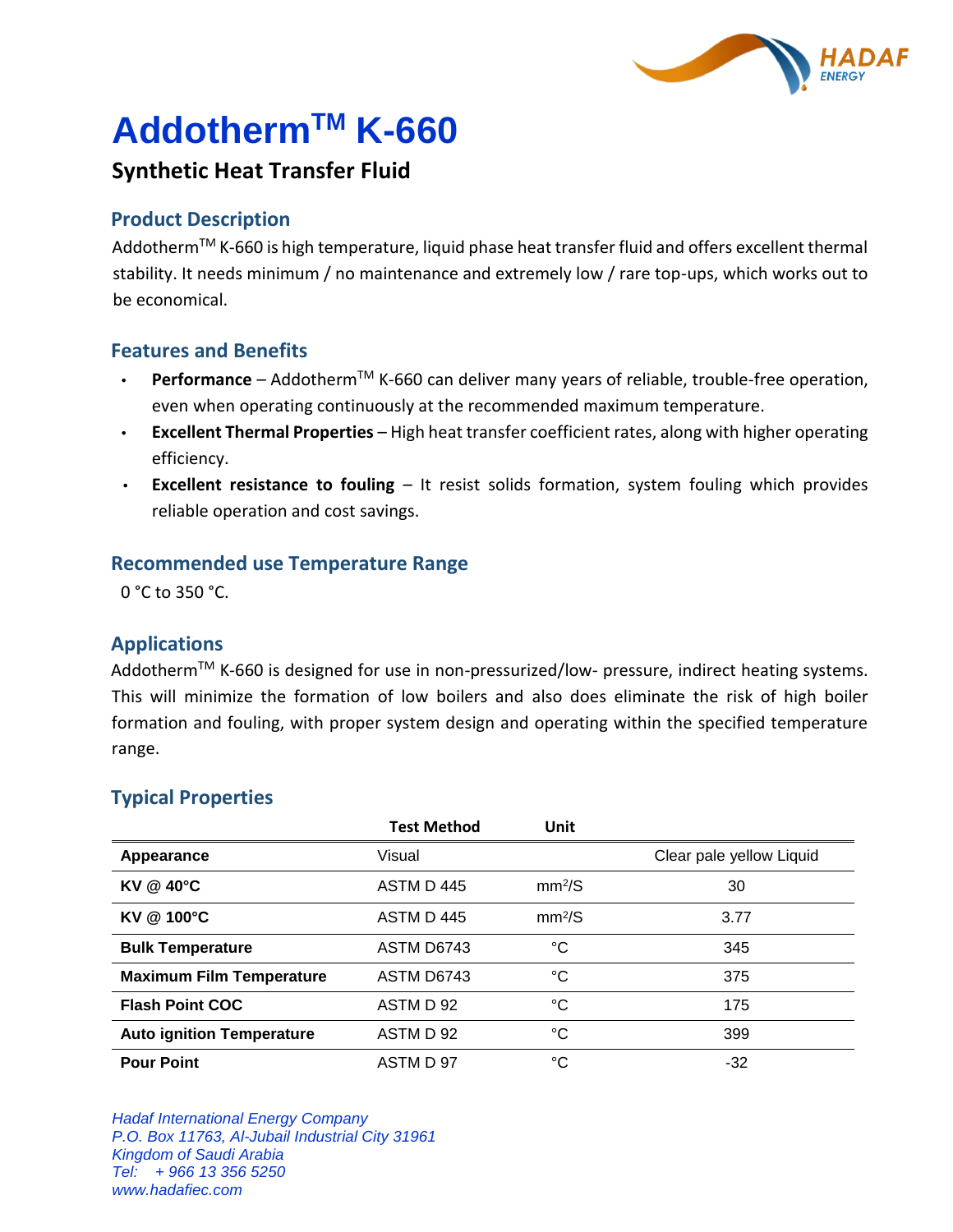# Addotherm™ K-660

## Synthetic Heat Transfer Fluid

### Product Description

Addotherm™ K-660 is high temperature, liquid phase heat transfer fluid and offers excellent thermal stability. It needs minimum / no maintenance and extremely low / rare top-ups, which works out to be economical.

### Features and Benefits

- **Performance** – Addotherm™ K-660 can deliver many years of reliable, trouble-free operation, even when operating continuously at the recommended maximum temperature.
- **Excellent Thermal Properties** – High heat transfer coefficient rates, along with higher operating efficiency.
- **Excellent resistance to fouling** – It resist solids formation, system fouling which provides reliable operation and cost savings.

### Recommended use Temperature Range

0 °C to 350 °C.

### Applications

Addotherm™ K-660 is designed for use in non-pressurized/low- pressure, indirect heating systems. This will minimize the formation of low boilers and also does eliminate the risk of high boiler formation and fouling, with proper system design and operating within the specified temperature range.

### Typical Properties

| | Test Method | Unit | |
|---|---|---|---|
| **Appearance** | Visual | | Clear pale yellow Liquid |
| **KV @ 40°C** | ASTM D 445 | $mm^2/S$ | 30 |
| **KV @ 100°C** | ASTM D 445 | $mm^2/S$ | 3.77 |
| **Bulk Temperature** | ASTM D6743 | °C | 345 |
| **Maximum Film Temperature** | ASTM D6743 | °C | 375 |
| **Flash Point COC** | ASTM D 92 | °C | 175 |
| **Auto ignition Temperature** | ASTM D 92 | °C | 399 |
| **Pour Point** | ASTM D 97 | °C | -32 |

*Hadaf International Energy Company*
*P.O. Box 11763, Al-Jubail Industrial City 31961*
*Kingdom of Saudi Arabia*
*Tel: + 966 13 356 5250*
*www.hadafiec.com*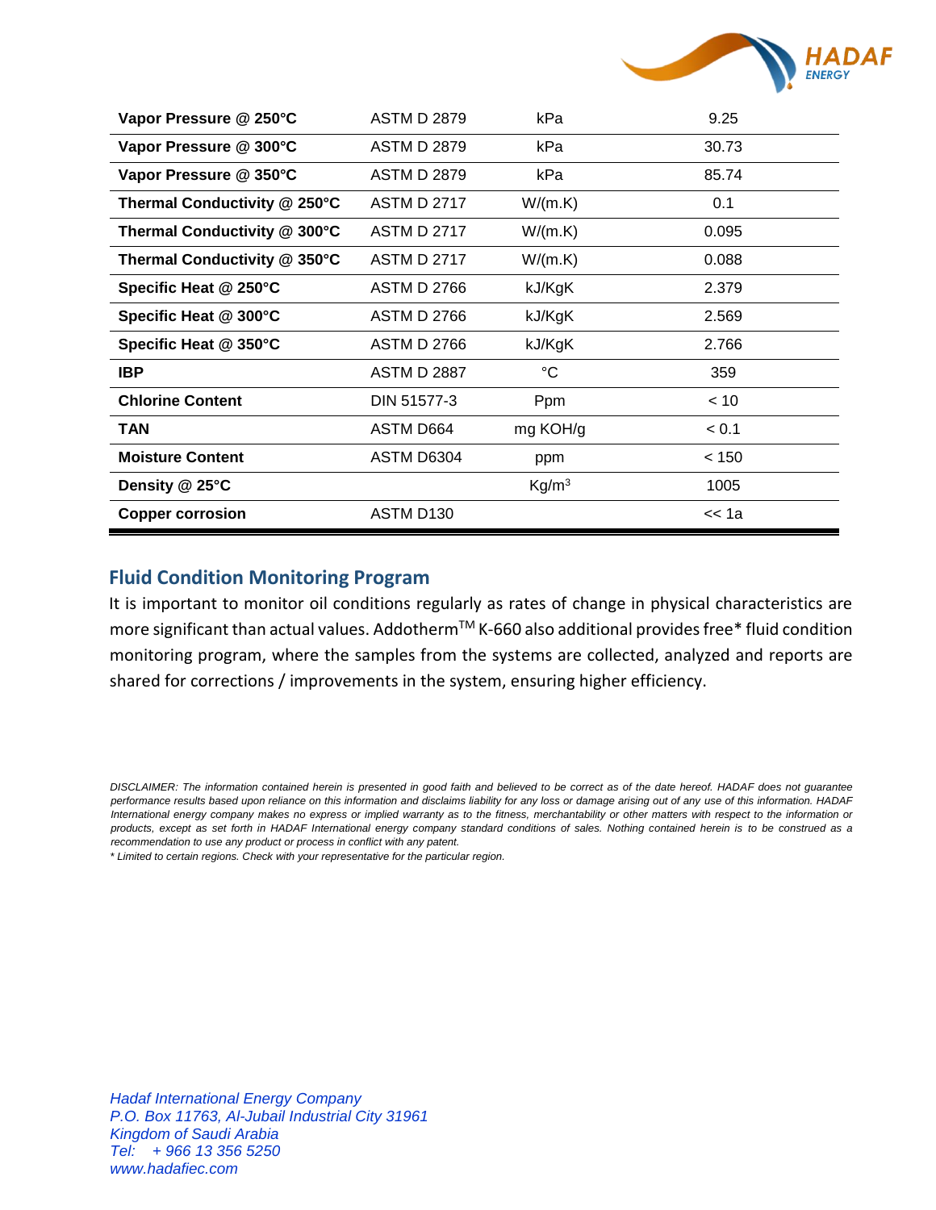| | | | |
|---|---|---|---|
| **Vapor Pressure @ 250°C** | ASTM D 2879 | kPa | 9.25 |
| **Vapor Pressure @ 300°C** | ASTM D 2879 | kPa | 30.73 |
| **Vapor Pressure @ 350°C** | ASTM D 2879 | kPa | 85.74 |
| **Thermal Conductivity @ 250°C** | ASTM D 2717 | W/(m.K) | 0.1 |
| **Thermal Conductivity @ 300°C** | ASTM D 2717 | W/(m.K) | 0.095 |
| **Thermal Conductivity @ 350°C** | ASTM D 2717 | W/(m.K) | 0.088 |
| **Specific Heat @ 250°C** | ASTM D 2766 | kJ/KgK | 2.379 |
| **Specific Heat @ 300°C** | ASTM D 2766 | kJ/KgK | 2.569 |
| **Specific Heat @ 350°C** | ASTM D 2766 | kJ/KgK | 2.766 |
| **IBP** | ASTM D 2887 | °C | 359 |
| **Chlorine Content** | DIN 51577-3 | Ppm | < 10 |
| **TAN** | ASTM D664 | mg KOH/g | < 0.1 |
| **Moisture Content** | ASTM D6304 | ppm | < 150 |
| **Density @ 25°C** | | $Kg/m^3$ | 1005 |
| **Copper corrosion** | ASTM D130 | | << 1a |

## Fluid Condition Monitoring Program

It is important to monitor oil conditions regularly as rates of change in physical characteristics are more significant than actual values. Addotherm™ K-660 also additional provides free* fluid condition monitoring program, where the samples from the systems are collected, analyzed and reports are shared for corrections / improvements in the system, ensuring higher efficiency.

*DISCLAIMER: The information contained herein is presented in good faith and believed to be correct as of the date hereof. HADAF does not guarantee performance results based upon reliance on this information and disclaims liability for any loss or damage arising out of any use of this information. HADAF International energy company makes no express or implied warranty as to the fitness, merchantability or other matters with respect to the information or products, except as set forth in HADAF International energy company standard conditions of sales. Nothing contained herein is to be construed as a recommendation to use any product or process in conflict with any patent.*

*\* Limited to certain regions. Check with your representative for the particular region.*

*Hadaf International Energy Company*
*P.O. Box 11763, Al-Jubail Industrial City 31961*
*Kingdom of Saudi Arabia*
*Tel: + 966 13 356 5250*
*www.hadafiec.com*